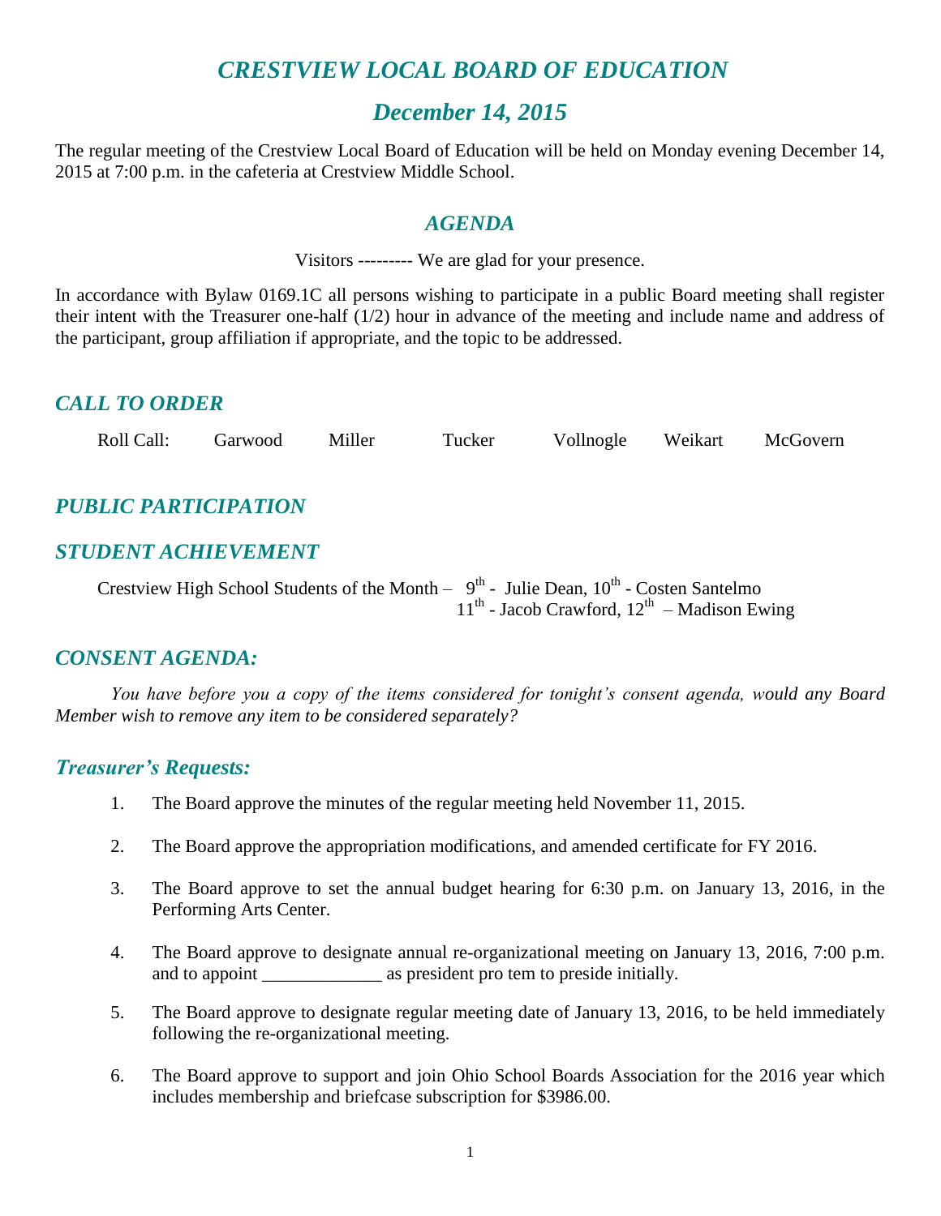# *CRESTVIEW LOCAL BOARD OF EDUCATION*

## *December 14, 2015*

The regular meeting of the Crestview Local Board of Education will be held on Monday evening December 14, 2015 at 7:00 p.m. in the cafeteria at Crestview Middle School.

## *AGENDA*

Visitors --------- We are glad for your presence.

In accordance with Bylaw 0169.1C all persons wishing to participate in a public Board meeting shall register their intent with the Treasurer one-half (1/2) hour in advance of the meeting and include name and address of the participant, group affiliation if appropriate, and the topic to be addressed.

### *CALL TO ORDER*

Roll Call: Garwood Miller Tucker Vollnogle Weikart McGovern

### *PUBLIC PARTICIPATION*

### *STUDENT ACHIEVEMENT*

Crestview High School Students of the Month – 9th - Julie Dean, 10th - Costen Santelmo
11th - Jacob Crawford, 12th – Madison Ewing

### *CONSENT AGENDA:*

*You have before you a copy of the items considered for tonight's consent agenda, would any Board Member wish to remove any item to be considered separately?*

### *Treasurer's Requests:*

1. The Board approve the minutes of the regular meeting held November 11, 2015.

2. The Board approve the appropriation modifications, and amended certificate for FY 2016.

3. The Board approve to set the annual budget hearing for 6:30 p.m. on January 13, 2016, in the Performing Arts Center.

4. The Board approve to designate annual re-organizational meeting on January 13, 2016, 7:00 p.m. and to appoint _____________ as president pro tem to preside initially.

5. The Board approve to designate regular meeting date of January 13, 2016, to be held immediately following the re-organizational meeting.

6. The Board approve to support and join Ohio School Boards Association for the 2016 year which includes membership and briefcase subscription for $3986.00.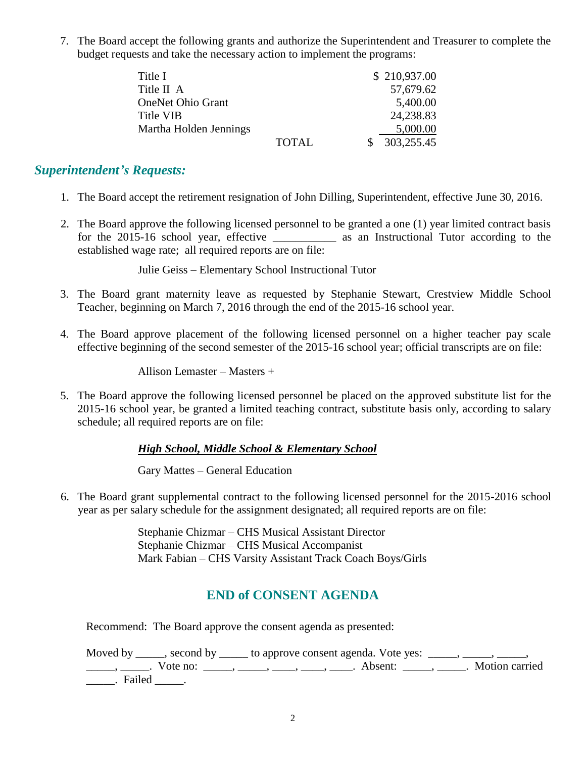7. The Board accept the following grants and authorize the Superintendent and Treasurer to complete the budget requests and take the necessary action to implement the programs:

| | | |
|---|---|---|
| Title I | | $ 210,937.00 |
| Title II A | | 57,679.62 |
| OneNet Ohio Grant | | 5,400.00 |
| Title VIB | | 24,238.83 |
| Martha Holden Jennings | | 5,000.00 |
| | TOTAL | $ 303,255.45 |

## *Superintendent's Requests:*

1. The Board accept the retirement resignation of John Dilling, Superintendent, effective June 30, 2016.

2. The Board approve the following licensed personnel to be granted a one (1) year limited contract basis for the 2015-16 school year, effective ___________ as an Instructional Tutor according to the established wage rate; all required reports are on file:

   Julie Geiss – Elementary School Instructional Tutor

3. The Board grant maternity leave as requested by Stephanie Stewart, Crestview Middle School Teacher, beginning on March 7, 2016 through the end of the 2015-16 school year.

4. The Board approve placement of the following licensed personnel on a higher teacher pay scale effective beginning of the second semester of the 2015-16 school year; official transcripts are on file:

   Allison Lemaster – Masters +

5. The Board approve the following licensed personnel be placed on the approved substitute list for the 2015-16 school year, be granted a limited teaching contract, substitute basis only, according to salary schedule; all required reports are on file:

   ***High School, Middle School & Elementary School***

   Gary Mattes – General Education

6. The Board grant supplemental contract to the following licensed personnel for the 2015-2016 school year as per salary schedule for the assignment designated; all required reports are on file:

   Stephanie Chizmar – CHS Musical Assistant Director
   Stephanie Chizmar – CHS Musical Accompanist
   Mark Fabian – CHS Varsity Assistant Track Coach Boys/Girls

## END of CONSENT AGENDA

Recommend: The Board approve the consent agenda as presented:

Moved by _____, second by _____ to approve consent agenda. Vote yes: _____, _____, _____, _____, _____. Vote no: _____, _____, ____, ____, ____. Absent: _____, _____. Motion carried _____. Failed _____.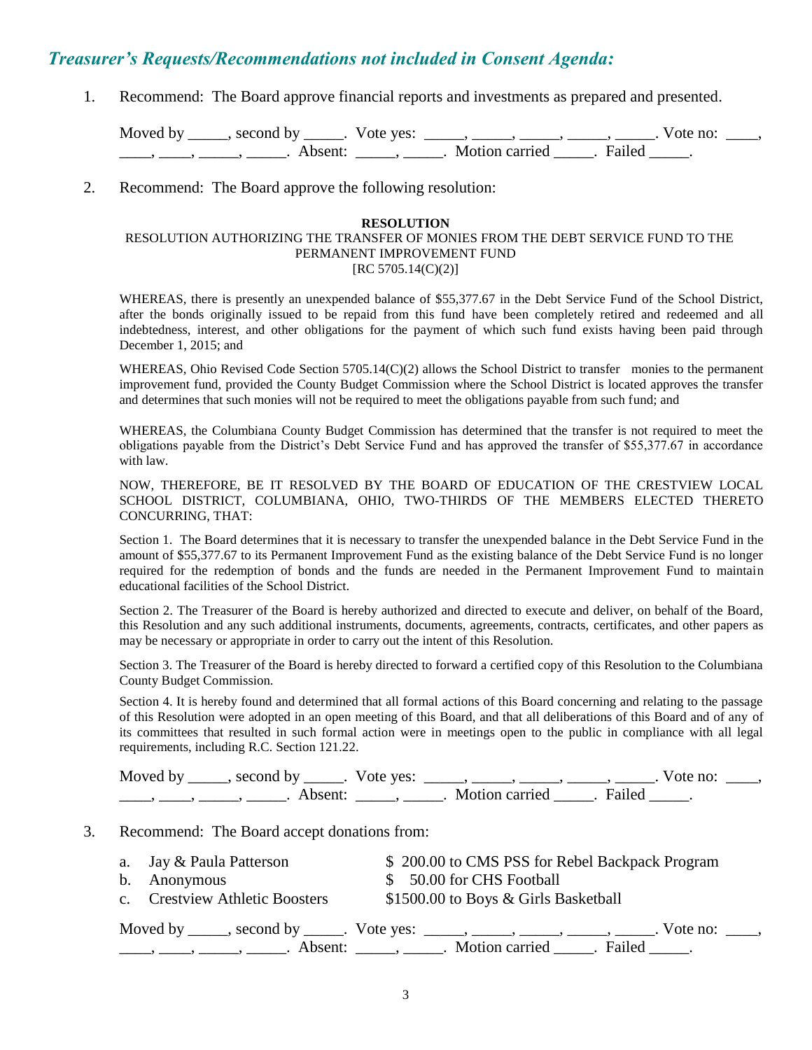## *Treasurer's Requests/Recommendations not included in Consent Agenda:*

1. Recommend: The Board approve financial reports and investments as prepared and presented.

   Moved by _____, second by _____. Vote yes: _____, _____, _____, _____, _____. Vote no: ____, ____, ____, _____, _____. Absent: _____, _____. Motion carried _____. Failed _____.

2. Recommend: The Board approve the following resolution:

**RESOLUTION**

RESOLUTION AUTHORIZING THE TRANSFER OF MONIES FROM THE DEBT SERVICE FUND TO THE PERMANENT IMPROVEMENT FUND

[RC 5705.14(C)(2)]

WHEREAS, there is presently an unexpended balance of $55,377.67 in the Debt Service Fund of the School District, after the bonds originally issued to be repaid from this fund have been completely retired and redeemed and all indebtedness, interest, and other obligations for the payment of which such fund exists having been paid through December 1, 2015; and

WHEREAS, Ohio Revised Code Section 5705.14(C)(2) allows the School District to transfer monies to the permanent improvement fund, provided the County Budget Commission where the School District is located approves the transfer and determines that such monies will not be required to meet the obligations payable from such fund; and

WHEREAS, the Columbiana County Budget Commission has determined that the transfer is not required to meet the obligations payable from the District's Debt Service Fund and has approved the transfer of $55,377.67 in accordance with law.

NOW, THEREFORE, BE IT RESOLVED BY THE BOARD OF EDUCATION OF THE CRESTVIEW LOCAL SCHOOL DISTRICT, COLUMBIANA, OHIO, TWO-THIRDS OF THE MEMBERS ELECTED THERETO CONCURRING, THAT:

Section 1. The Board determines that it is necessary to transfer the unexpended balance in the Debt Service Fund in the amount of $55,377.67 to its Permanent Improvement Fund as the existing balance of the Debt Service Fund is no longer required for the redemption of bonds and the funds are needed in the Permanent Improvement Fund to maintain educational facilities of the School District.

Section 2. The Treasurer of the Board is hereby authorized and directed to execute and deliver, on behalf of the Board, this Resolution and any such additional instruments, documents, agreements, contracts, certificates, and other papers as may be necessary or appropriate in order to carry out the intent of this Resolution.

Section 3. The Treasurer of the Board is hereby directed to forward a certified copy of this Resolution to the Columbiana County Budget Commission.

Section 4. It is hereby found and determined that all formal actions of this Board concerning and relating to the passage of this Resolution were adopted in an open meeting of this Board, and that all deliberations of this Board and of any of its committees that resulted in such formal action were in meetings open to the public in compliance with all legal requirements, including R.C. Section 121.22.

   Moved by _____, second by _____. Vote yes: _____, _____, _____, _____, _____. Vote no: ____, ____, ____, _____, _____. Absent: _____, _____. Motion carried _____. Failed _____.

3. Recommend: The Board accept donations from:

   a. Jay & Paula Patterson — $ 200.00 to CMS PSS for Rebel Backpack Program
   b. Anonymous — $ 50.00 for CHS Football
   c. Crestview Athletic Boosters — $1500.00 to Boys & Girls Basketball

   Moved by _____, second by _____. Vote yes: _____, _____, _____, _____, _____. Vote no: ____, ____, ____, _____, _____. Absent: _____, _____. Motion carried _____. Failed _____.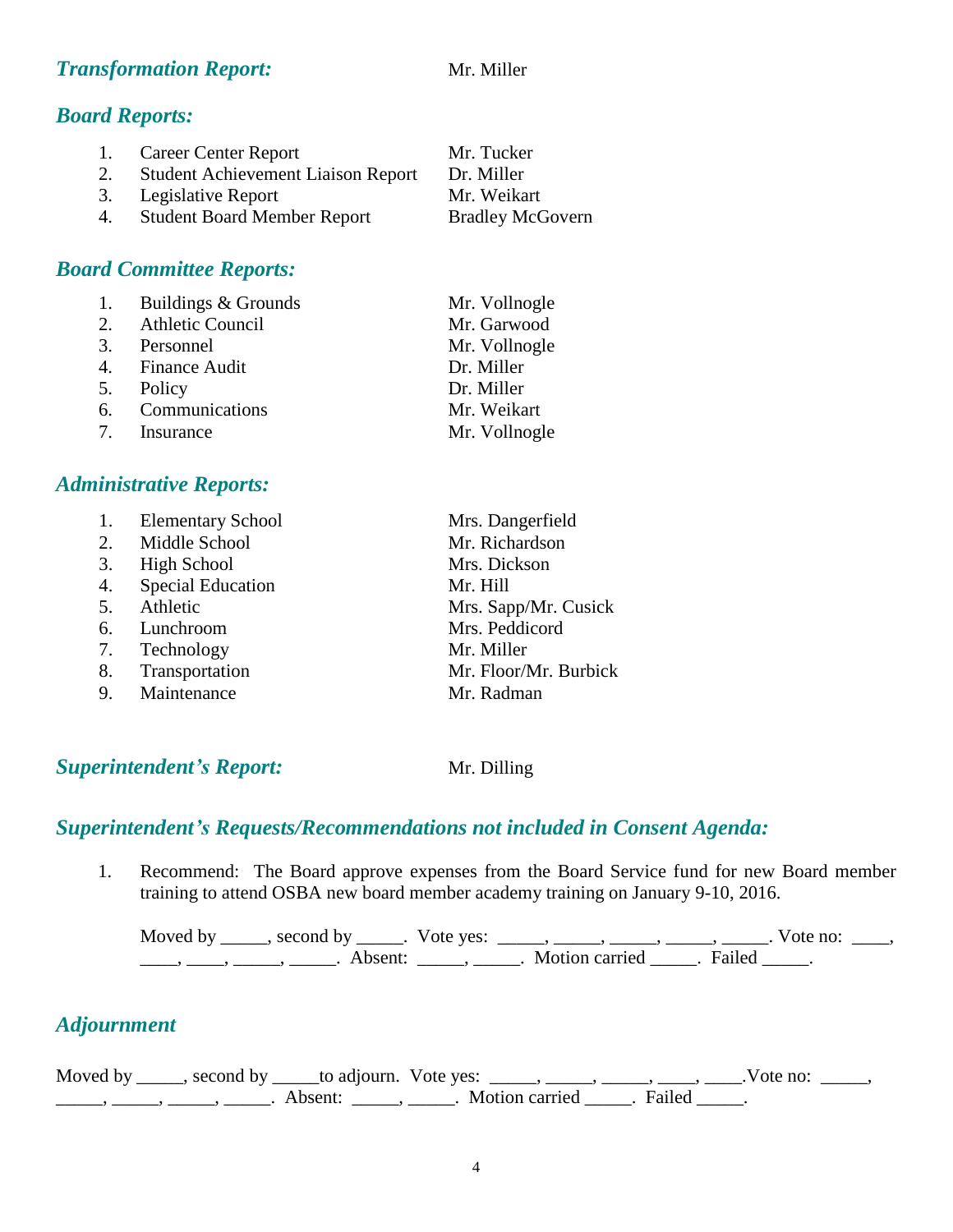### *Transformation Report:* Mr. Miller

### *Board Reports:*

1. Career Center Report — Mr. Tucker
2. Student Achievement Liaison Report — Dr. Miller
3. Legislative Report — Mr. Weikart
4. Student Board Member Report — Bradley McGovern

### *Board Committee Reports:*

1. Buildings & Grounds — Mr. Vollnogle
2. Athletic Council — Mr. Garwood
3. Personnel — Mr. Vollnogle
4. Finance Audit — Dr. Miller
5. Policy — Dr. Miller
6. Communications — Mr. Weikart
7. Insurance — Mr. Vollnogle

### *Administrative Reports:*

1. Elementary School — Mrs. Dangerfield
2. Middle School — Mr. Richardson
3. High School — Mrs. Dickson
4. Special Education — Mr. Hill
5. Athletic — Mrs. Sapp/Mr. Cusick
6. Lunchroom — Mrs. Peddicord
7. Technology — Mr. Miller
8. Transportation — Mr. Floor/Mr. Burbick
9. Maintenance — Mr. Radman

### *Superintendent's Report:* Mr. Dilling

### *Superintendent's Requests/Recommendations not included in Consent Agenda:*

1. Recommend: The Board approve expenses from the Board Service fund for new Board member training to attend OSBA new board member academy training on January 9-10, 2016.

   Moved by _____, second by _____. Vote yes: _____, _____, _____, _____, _____. Vote no: ____, ____, ____, _____, _____. Absent: _____, _____. Motion carried _____. Failed _____.

### *Adjournment*

Moved by _____, second by _____to adjourn. Vote yes: _____, _____, _____, ____, ____.Vote no: _____, _____, _____, _____, _____. Absent: _____, _____. Motion carried _____. Failed _____.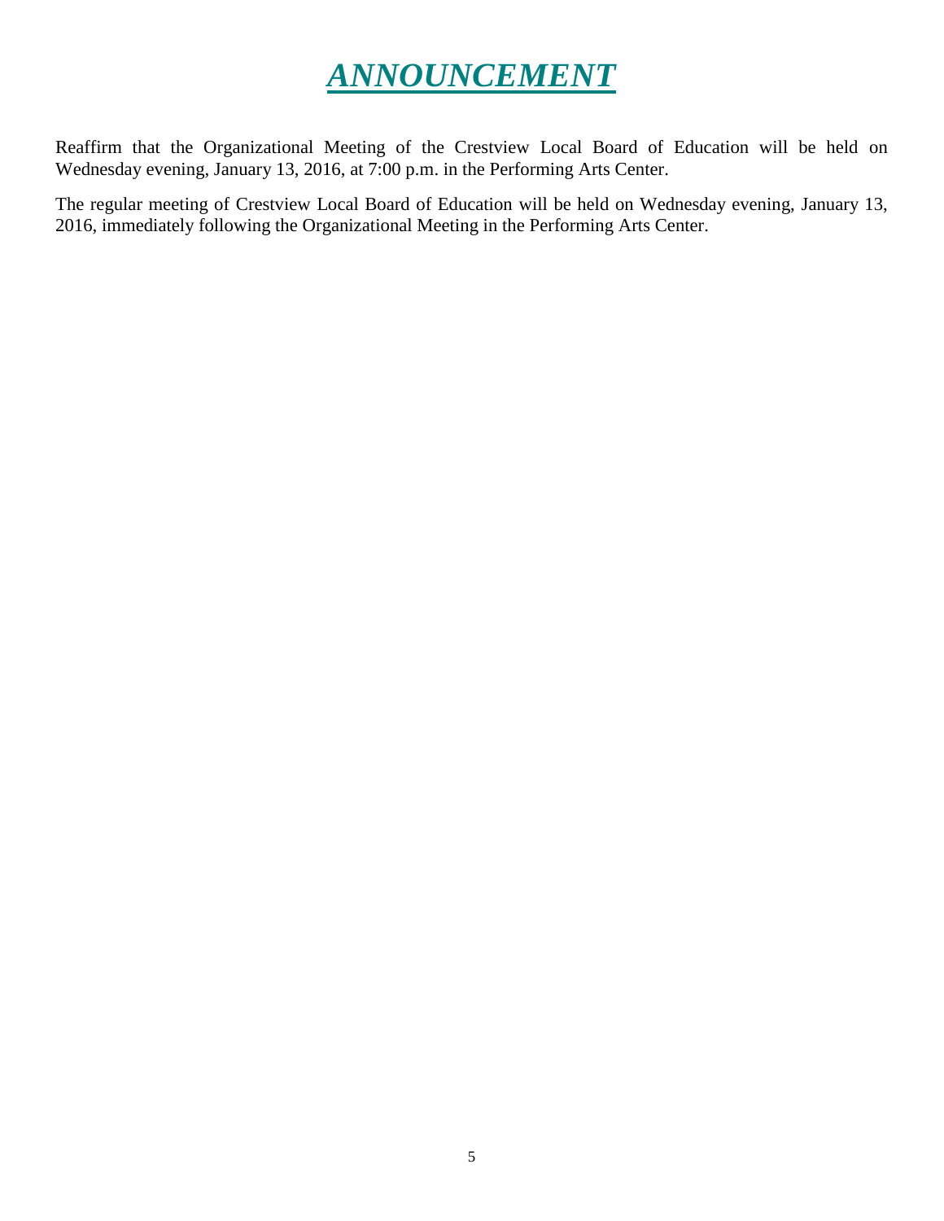# *ANNOUNCEMENT*

Reaffirm that the Organizational Meeting of the Crestview Local Board of Education will be held on Wednesday evening, January 13, 2016, at 7:00 p.m. in the Performing Arts Center.

The regular meeting of Crestview Local Board of Education will be held on Wednesday evening, January 13, 2016, immediately following the Organizational Meeting in the Performing Arts Center.